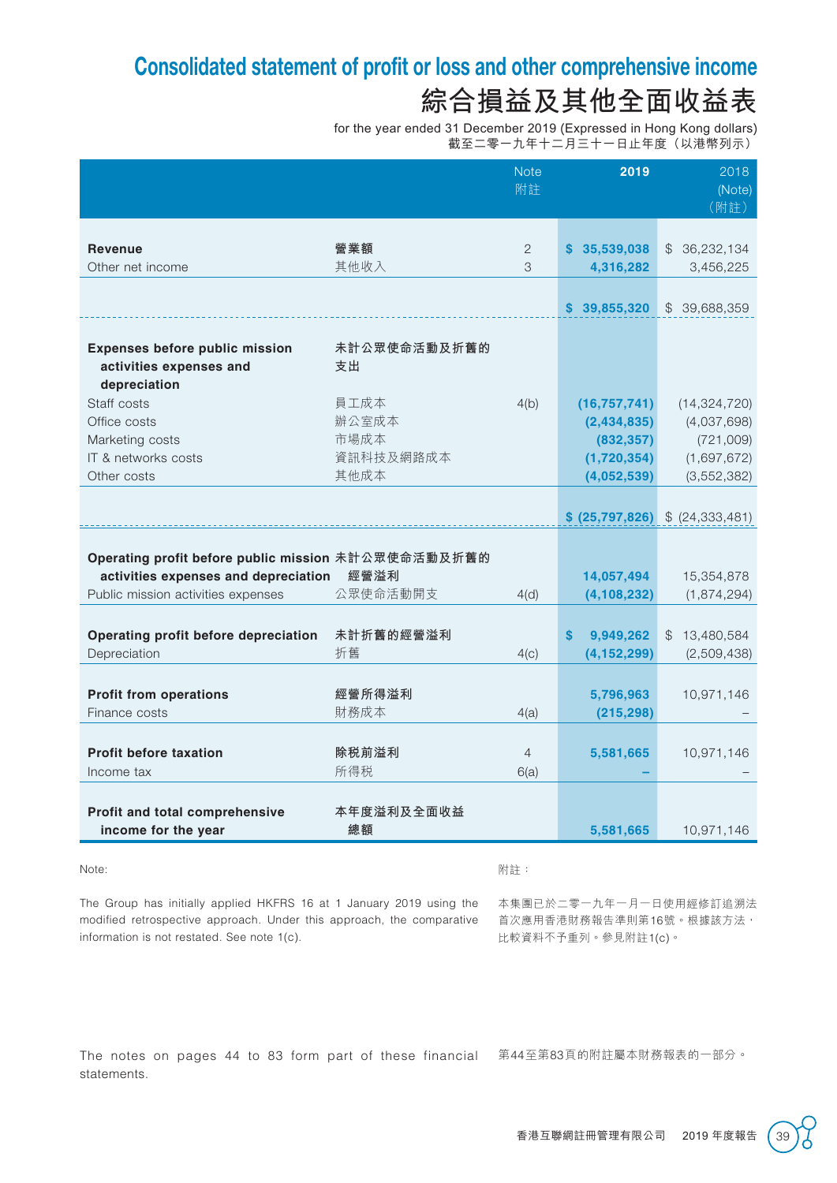# Consolidated statement of profit or loss and other comprehensive income

# 綜合損益及其他全面收益表

for the year ended 31 December 2019 (Expressed in Hong Kong dollars)
截至二零一九年十二月三十一日止年度（以港幣列示）

| | | Note 附註 | 2019 | 2018 (Note) (附註) |
|---|---|---|---|---|
| **Revenue** | **營業額** | 2 | **$ 35,539,038** | $ 36,232,134 |
| Other net income | 其他收入 | 3 | **4,316,282** | 3,456,225 |
| | | | **$ 39,855,320** | $ 39,688,359 |
| **Expenses before public mission activities expenses and depreciation** | **未計公眾使命活動及折舊的支出** | | | |
| Staff costs | 員工成本 | 4(b) | **(16,757,741)** | (14,324,720) |
| Office costs | 辦公室成本 | | **(2,434,835)** | (4,037,698) |
| Marketing costs | 市場成本 | | **(832,357)** | (721,009) |
| IT & networks costs | 資訊科技及網路成本 | | **(1,720,354)** | (1,697,672) |
| Other costs | 其他成本 | | **(4,052,539)** | (3,552,382) |
| | | | **$ (25,797,826)** | $ (24,333,481) |
| **Operating profit before public mission activities expenses and depreciation** | **未計公眾使命活動及折舊的經營溢利** | | **14,057,494** | 15,354,878 |
| Public mission activities expenses | 公眾使命活動開支 | 4(d) | **(4,108,232)** | (1,874,294) |
| **Operating profit before depreciation** | **未計折舊的經營溢利** | | **$ 9,949,262** | $ 13,480,584 |
| Depreciation | 折舊 | 4(c) | **(4,152,299)** | (2,509,438) |
| **Profit from operations** | **經營所得溢利** | | **5,796,963** | 10,971,146 |
| Finance costs | 財務成本 | 4(a) | **(215,298)** | – |
| **Profit before taxation** | **除稅前溢利** | 4 | **5,581,665** | 10,971,146 |
| Income tax | 所得稅 | 6(a) | **–** | – |
| **Profit and total comprehensive income for the year** | **本年度溢利及全面收益總額** | | **5,581,665** | 10,971,146 |

Note:

The Group has initially applied HKFRS 16 at 1 January 2019 using the modified retrospective approach. Under this approach, the comparative information is not restated. See note 1(c).

附註：

本集團已於二零一九年一月一日使用經修訂追溯法首次應用香港財務報告準則第16號。根據該方法，比較資料不予重列。參見附註1(c)。

The notes on pages 44 to 83 form part of these financial statements.

第44至第83頁的附註屬本財務報表的一部分。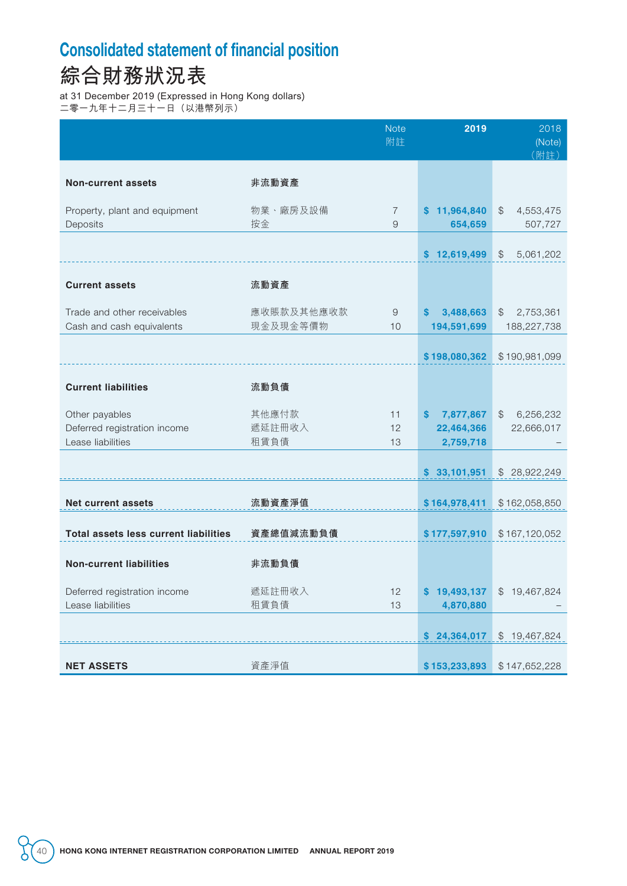# Consolidated statement of financial position

# 綜合財務狀況表

at 31 December 2019 (Expressed in Hong Kong dollars)
二零一九年十二月三十一日（以港幣列示）

| | | Note 附註 | 2019 | 2018 (Note) (附註) |
|---|---|---|---|---|
| **Non-current assets** | **非流動資產** | | | |
| Property, plant and equipment | 物業、廠房及設備 | 7 | $ 11,964,840 | $ 4,553,475 |
| Deposits | 按金 | 9 | 654,659 | 507,727 |
| | | | $ 12,619,499 | $ 5,061,202 |
| **Current assets** | **流動資產** | | | |
| Trade and other receivables | 應收賬款及其他應收款 | 9 | $ 3,488,663 | $ 2,753,361 |
| Cash and cash equivalents | 現金及現金等價物 | 10 | 194,591,699 | 188,227,738 |
| | | | $ 198,080,362 | $ 190,981,099 |
| **Current liabilities** | **流動負債** | | | |
| Other payables | 其他應付款 | 11 | $ 7,877,867 | $ 6,256,232 |
| Deferred registration income | 遞延註冊收入 | 12 | 22,464,366 | 22,666,017 |
| Lease liabilities | 租賃負債 | 13 | 2,759,718 | – |
| | | | $ 33,101,951 | $ 28,922,249 |
| **Net current assets** | **流動資產淨值** | | $ 164,978,411 | $ 162,058,850 |
| **Total assets less current liabilities** | **資產總值減流動負債** | | $ 177,597,910 | $ 167,120,052 |
| **Non-current liabilities** | **非流動負債** | | | |
| Deferred registration income | 遞延註冊收入 | 12 | $ 19,493,137 | $ 19,467,824 |
| Lease liabilities | 租賃負債 | 13 | 4,870,880 | – |
| | | | $ 24,364,017 | $ 19,467,824 |
| **NET ASSETS** | 資產淨值 | | $ 153,233,893 | $ 147,652,228 |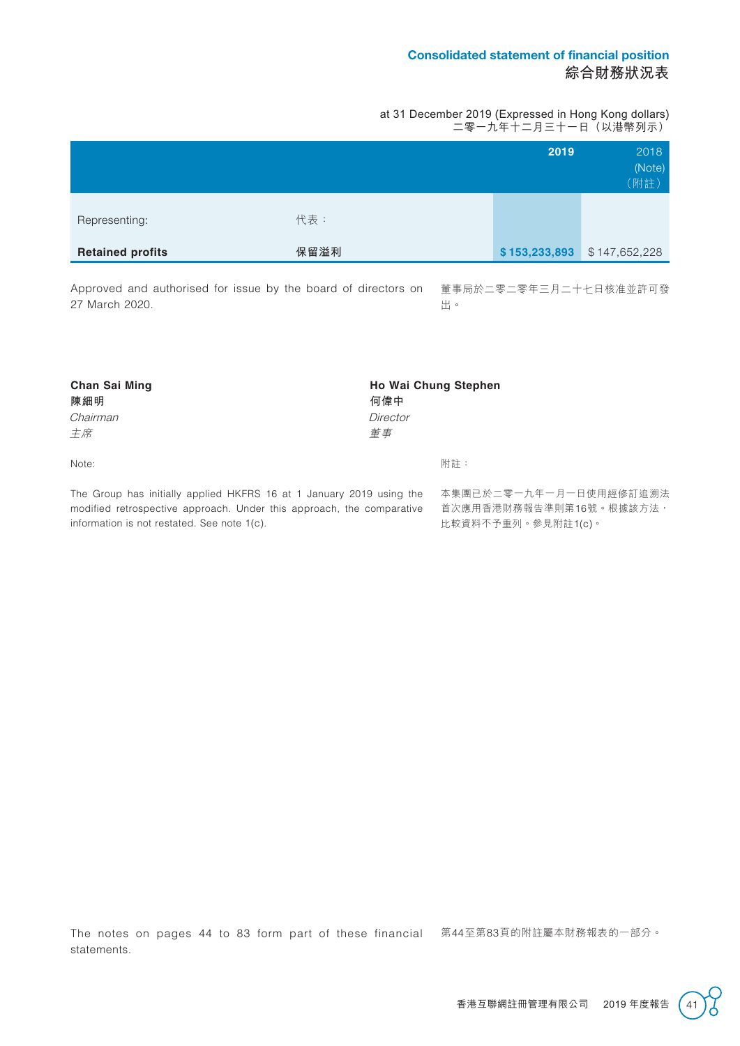## Consolidated statement of financial position
## 綜合財務狀況表

at 31 December 2019 (Expressed in Hong Kong dollars)
二零一九年十二月三十一日（以港幣列示）

| | | **2019** | 2018 (Note) （附註） |
|---|---|---|---|
| Representing: | 代表： | | |
| **Retained profits** | **保留溢利** | **$ 153,233,893** | $ 147,652,228 |

Approved and authorised for issue by the board of directors on 27 March 2020.

董事局於二零二零年三月二十七日核准並許可發出。

**Chan Sai Ming**
**陳細明**
*Chairman*
*主席*

**Ho Wai Chung Stephen**
**何偉中**
*Director*
*董事*

Note:

The Group has initially applied HKFRS 16 at 1 January 2019 using the modified retrospective approach. Under this approach, the comparative information is not restated. See note 1(c).

附註：

本集團已於二零一九年一月一日使用經修訂追溯法首次應用香港財務報告準則第16號。根據該方法，比較資料不予重列。參見附註1(c)。

The notes on pages 44 to 83 form part of these financial statements.

第44至第83頁的附註屬本財務報表的一部分。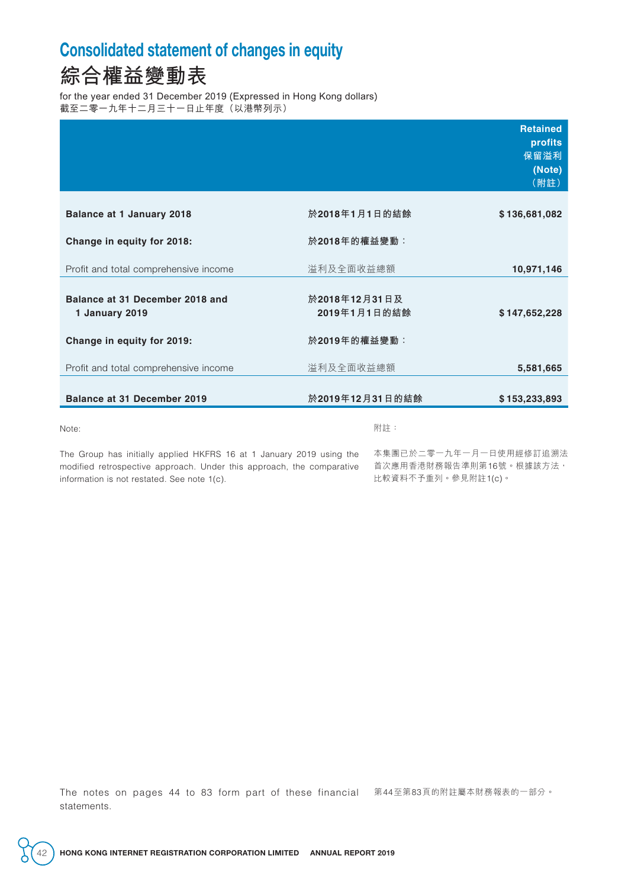# Consolidated statement of changes in equity

# 綜合權益變動表

for the year ended 31 December 2019 (Expressed in Hong Kong dollars)
截至二零一九年十二月三十一日止年度（以港幣列示）

| | | Retained profits 保留溢利 (Note) （附註） |
|---|---|---|
| **Balance at 1 January 2018** | **於2018年1月1日的結餘** | **$136,681,082** |
| **Change in equity for 2018:** | **於2018年的權益變動：** | |
| Profit and total comprehensive income | 溢利及全面收益總額 | **10,971,146** |
| **Balance at 31 December 2018 and 1 January 2019** | **於2018年12月31日及2019年1月1日的結餘** | **$147,652,228** |
| **Change in equity for 2019:** | **於2019年的權益變動：** | |
| Profit and total comprehensive income | 溢利及全面收益總額 | **5,581,665** |
| **Balance at 31 December 2019** | **於2019年12月31日的結餘** | **$153,233,893** |

Note:

The Group has initially applied HKFRS 16 at 1 January 2019 using the modified retrospective approach. Under this approach, the comparative information is not restated. See note 1(c).

附註：

本集團已於二零一九年一月一日使用經修訂追溯法首次應用香港財務報告準則第16號。根據該方法，比較資料不予重列。參見附註1(c)。

The notes on pages 44 to 83 form part of these financial statements.

第44至第83頁的附註屬本財務報表的一部分。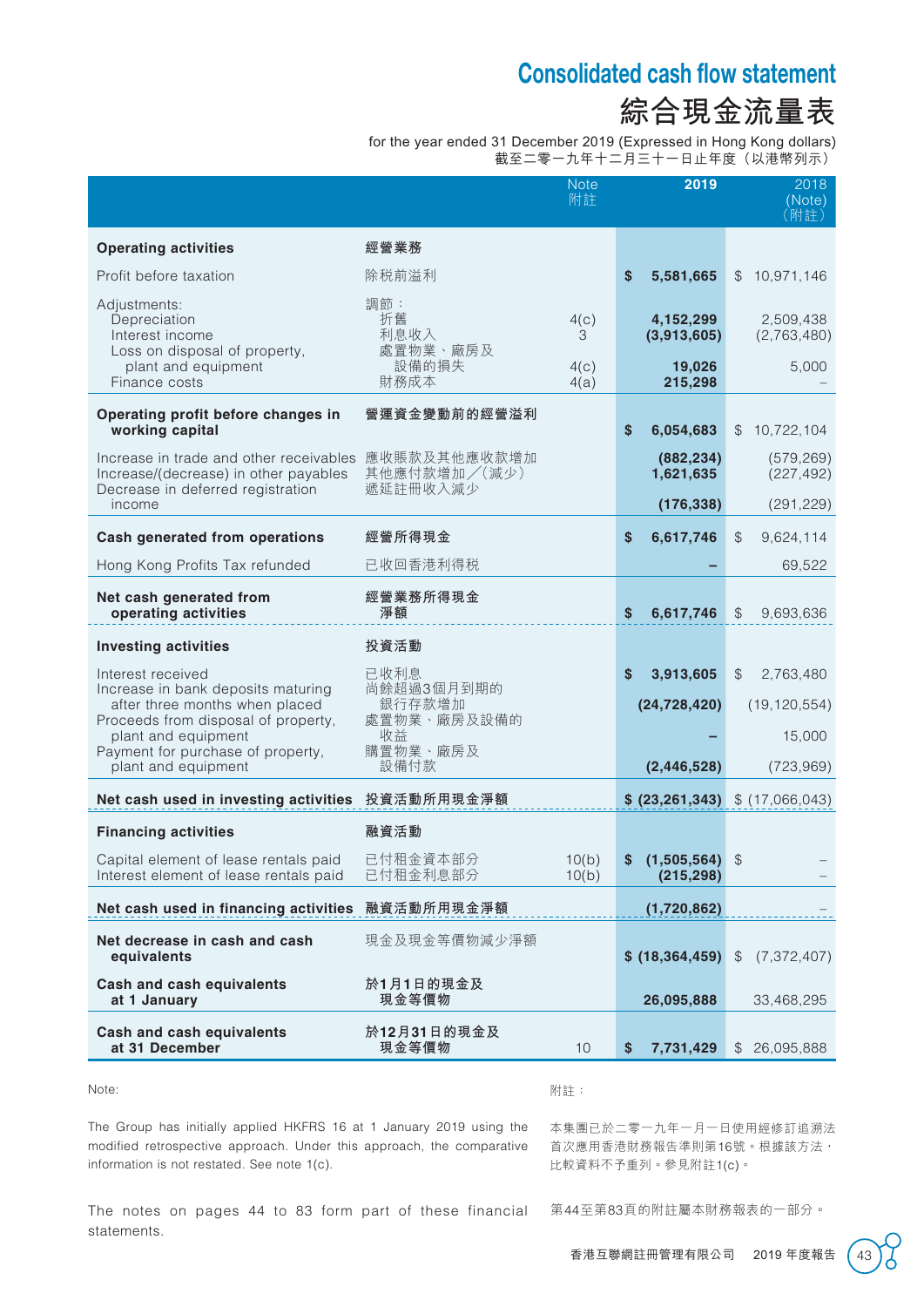# Consolidated cash flow statement

# 綜合現金流量表

for the year ended 31 December 2019 (Expressed in Hong Kong dollars)
截至二零一九年十二月三十一日止年度（以港幣列示）

| | | Note 附註 | 2019 | 2018 (Note) （附註） |
|---|---|---|---|---|
| **Operating activities** | **經營業務** | | | |
| Profit before taxation | 除稅前溢利 | | $ 5,581,665 | $ 10,971,146 |
| Adjustments: | 調節： | | | |
| Depreciation | 折舊 | 4(c) | 4,152,299 | 2,509,438 |
| Interest income | 利息收入 | 3 | (3,913,605) | (2,763,480) |
| Loss on disposal of property, plant and equipment | 處置物業、廠房及設備的損失 | 4(c) | 19,026 | 5,000 |
| Finance costs | 財務成本 | 4(a) | 215,298 | – |
| **Operating profit before changes in working capital** | **營運資金變動前的經營溢利** | | $ 6,054,683 | $ 10,722,104 |
| Increase in trade and other receivables | 應收賬款及其他應收款增加 | | (882,234) | (579,269) |
| Increase/(decrease) in other payables | 其他應付款增加／(減少) | | 1,621,635 | (227,492) |
| Decrease in deferred registration income | 遞延註冊收入減少 | | (176,338) | (291,229) |
| **Cash generated from operations** | **經營所得現金** | | $ 6,617,746 | $ 9,624,114 |
| Hong Kong Profits Tax refunded | 已收回香港利得稅 | | – | 69,522 |
| **Net cash generated from operating activities** | **經營業務所得現金淨額** | | $ 6,617,746 | $ 9,693,636 |
| **Investing activities** | **投資活動** | | | |
| Interest received | 已收利息 | | $ 3,913,605 | $ 2,763,480 |
| Increase in bank deposits maturing after three months when placed | 尚餘超過3個月到期的銀行存款增加 | | (24,728,420) | (19,120,554) |
| Proceeds from disposal of property, plant and equipment | 處置物業、廠房及設備的收益 | | – | 15,000 |
| Payment for purchase of property, plant and equipment | 購置物業、廠房及設備付款 | | (2,446,528) | (723,969) |
| **Net cash used in investing activities** | **投資活動所用現金淨額** | | $ (23,261,343) | $ (17,066,043) |
| **Financing activities** | **融資活動** | | | |
| Capital element of lease rentals paid | 已付租金資本部分 | 10(b) | $ (1,505,564) | $ – |
| Interest element of lease rentals paid | 已付租金利息部分 | 10(b) | (215,298) | – |
| **Net cash used in financing activities** | **融資活動所用現金淨額** | | (1,720,862) | – |
| **Net decrease in cash and cash equivalents** | 現金及現金等價物減少淨額 | | $ (18,364,459) | $ (7,372,407) |
| **Cash and cash equivalents at 1 January** | **於1月1日的現金及現金等價物** | | 26,095,888 | 33,468,295 |
| **Cash and cash equivalents at 31 December** | **於12月31日的現金及現金等價物** | 10 | $ 7,731,429 | $ 26,095,888 |

Note:

The Group has initially applied HKFRS 16 at 1 January 2019 using the modified retrospective approach. Under this approach, the comparative information is not restated. See note 1(c).

附註：

本集團已於二零一九年一月一日使用經修訂追溯法首次應用香港財務報告準則第16號。根據該方法，比較資料不予重列。參見附註1(c)。

The notes on pages 44 to 83 form part of these financial statements.

第44至第83頁的附註屬本財務報表的一部分。